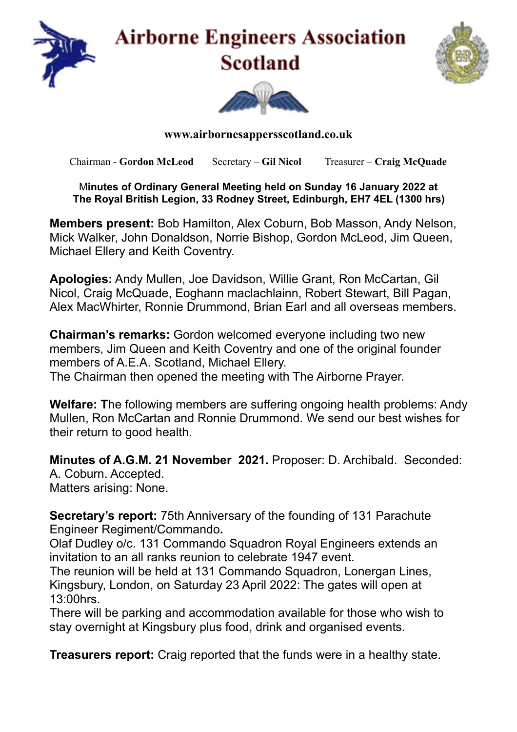# Airborne Engineers Association Scotland

**www.airbornesappersscotland.co.uk**

Chairman - **Gordon McLeod** Secretary – **Gil Nicol** Treasurer – **Craig McQuade**

**Minutes of Ordinary General Meeting held on Sunday 16 January 2022 at The Royal British Legion, 33 Rodney Street, Edinburgh, EH7 4EL (1300 hrs)**

**Members present:** Bob Hamilton, Alex Coburn, Bob Masson, Andy Nelson, Mick Walker, John Donaldson, Norrie Bishop, Gordon McLeod, Jim Queen, Michael Ellery and Keith Coventry.

**Apologies:** Andy Mullen, Joe Davidson, Willie Grant, Ron McCartan, Gil Nicol, Craig McQuade, Eoghann maclachlainn, Robert Stewart, Bill Pagan, Alex MacWhirter, Ronnie Drummond, Brian Earl and all overseas members.

**Chairman's remarks:** Gordon welcomed everyone including two new members, Jim Queen and Keith Coventry and one of the original founder members of A.E.A. Scotland, Michael Ellery.
The Chairman then opened the meeting with The Airborne Prayer.

**Welfare: T**he following members are suffering ongoing health problems: Andy Mullen, Ron McCartan and Ronnie Drummond. We send our best wishes for their return to good health.

**Minutes of A.G.M. 21 November 2021.** Proposer: D. Archibald. Seconded: A. Coburn. Accepted.
Matters arising: None.

**Secretary's report:** 75th Anniversary of the founding of 131 Parachute Engineer Regiment/Commando**.**
Olaf Dudley o/c. 131 Commando Squadron Royal Engineers extends an invitation to an all ranks reunion to celebrate 1947 event.
The reunion will be held at 131 Commando Squadron, Lonergan Lines, Kingsbury, London, on Saturday 23 April 2022: The gates will open at 13:00hrs.
There will be parking and accommodation available for those who wish to stay overnight at Kingsbury plus food, drink and organised events.

**Treasurers report:** Craig reported that the funds were in a healthy state.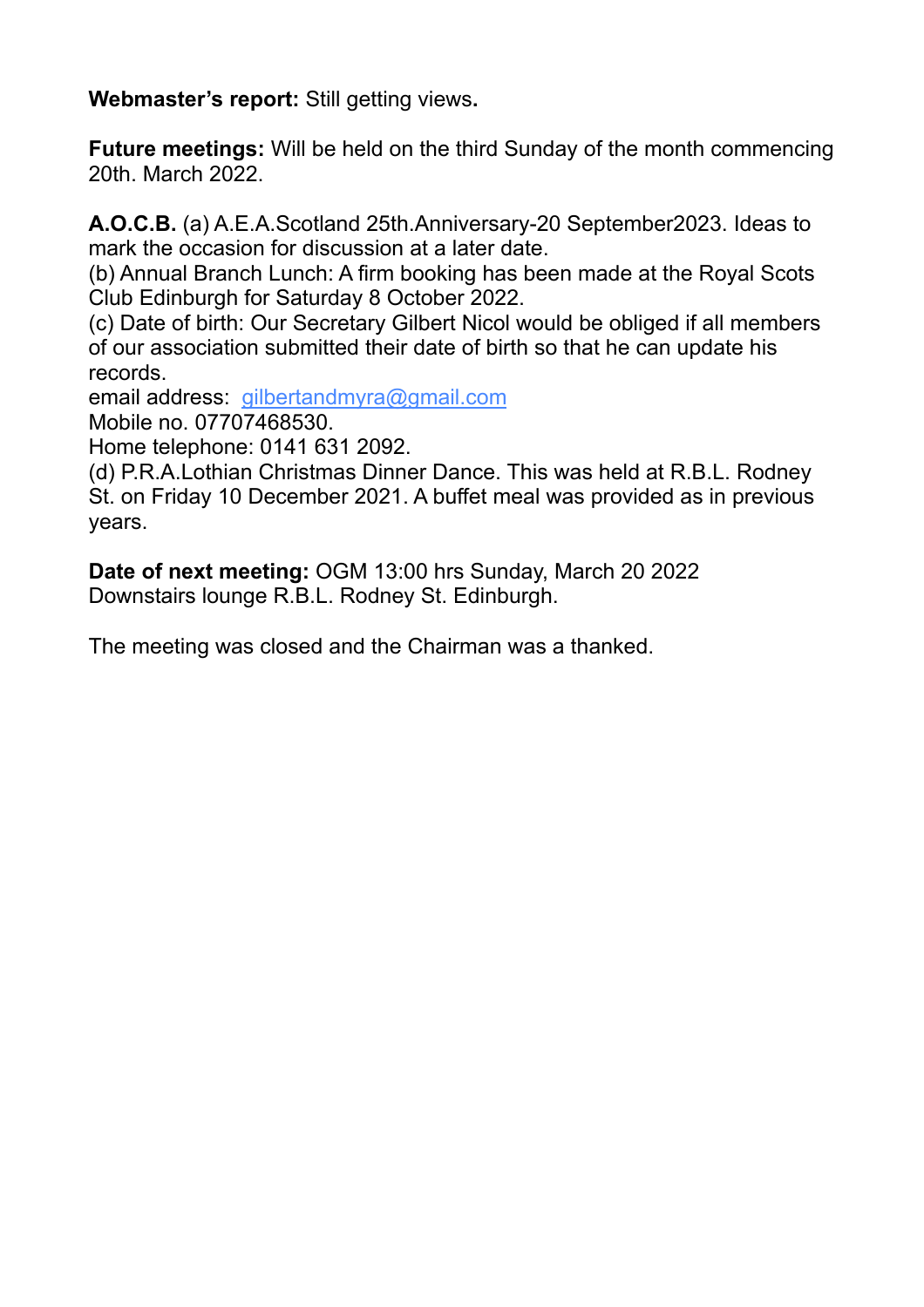**Webmaster's report:** Still getting views**.**

**Future meetings:** Will be held on the third Sunday of the month commencing 20th. March 2022.

**A.O.C.B.** (a) A.E.A.Scotland 25th.Anniversary-20 September2023. Ideas to mark the occasion for discussion at a later date.
(b) Annual Branch Lunch: A firm booking has been made at the Royal Scots Club Edinburgh for Saturday 8 October 2022.
(c) Date of birth: Our Secretary Gilbert Nicol would be obliged if all members of our association submitted their date of birth so that he can update his records.
email address: gilbertandmyra@gmail.com
Mobile no. 07707468530.
Home telephone: 0141 631 2092.
(d) P.R.A.Lothian Christmas Dinner Dance. This was held at R.B.L. Rodney St. on Friday 10 December 2021. A buffet meal was provided as in previous years.

**Date of next meeting:** OGM 13:00 hrs Sunday, March 20 2022
Downstairs lounge R.B.L. Rodney St. Edinburgh.

The meeting was closed and the Chairman was a thanked.